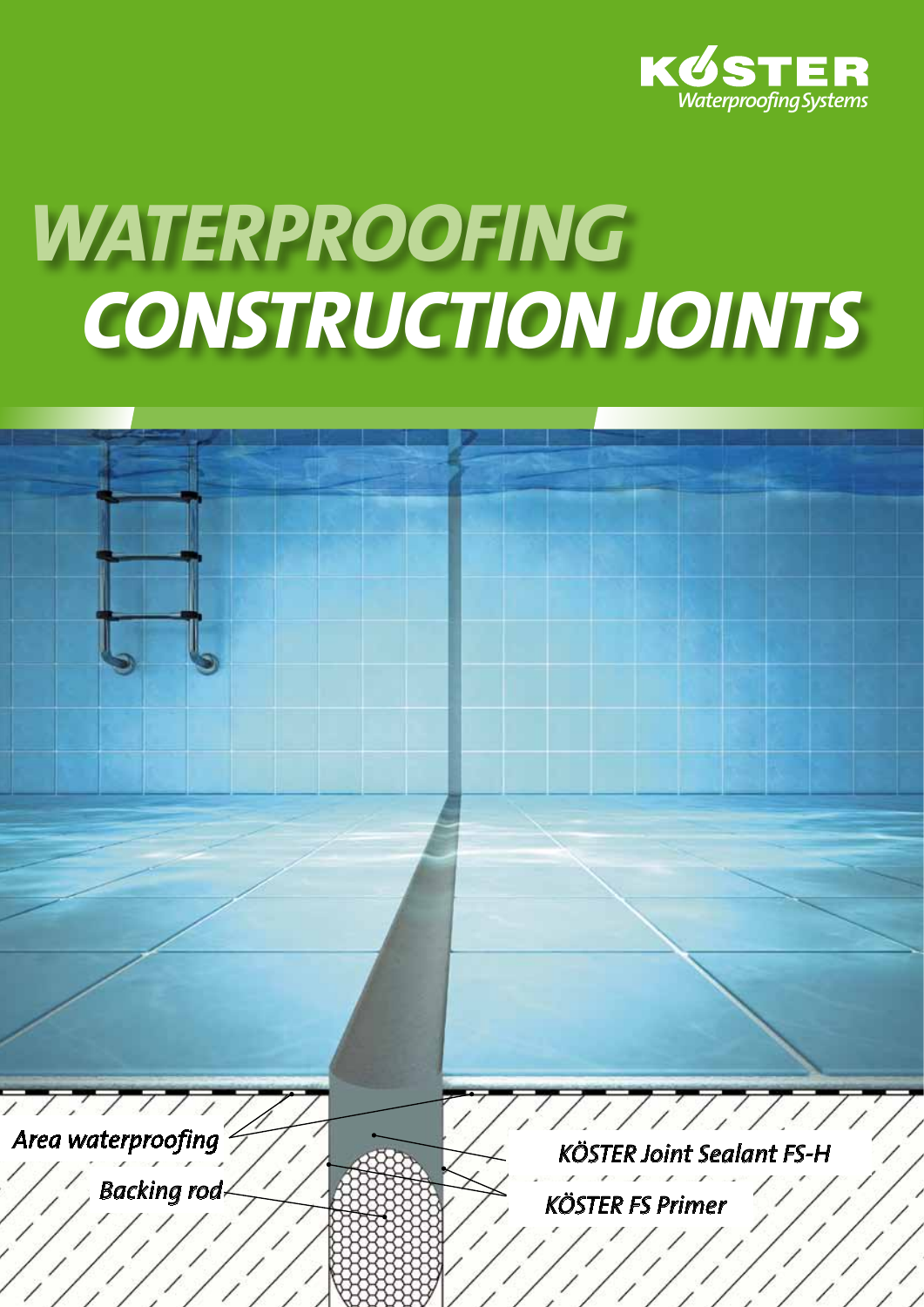KÖSTER Waterproofing Systems

# WATERPROOFING CONSTRUCTION JOINTS

Area waterproofing

Backing rod

KÖSTER Joint Sealant FS-H

KÖSTER FS Primer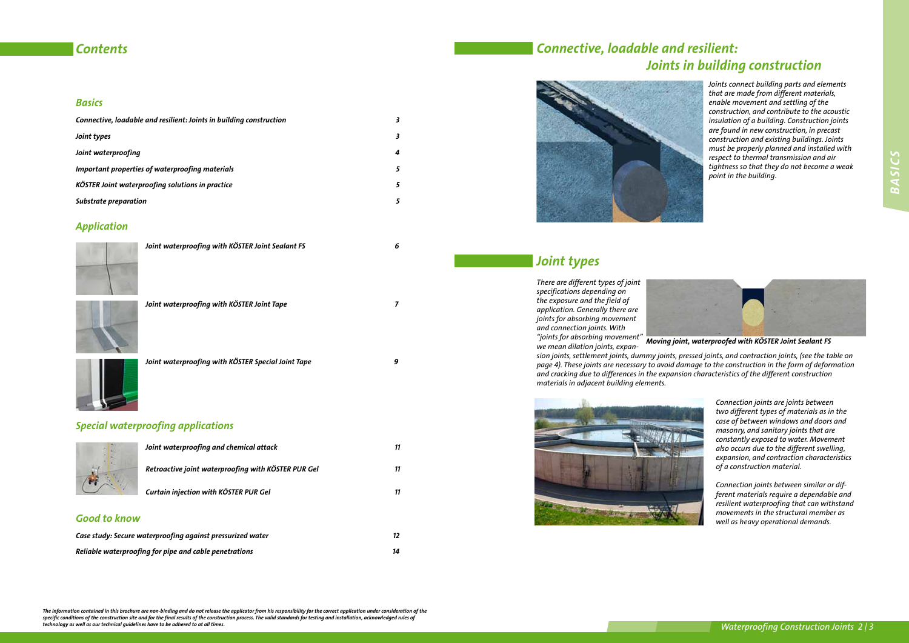# Contents

## Basics

| | |
|---|---|
| Connective, loadable and resilient: Joints in building construction | 3 |
| Joint types | 3 |
| Joint waterproofing | 4 |
| Important properties of waterproofing materials | 5 |
| KÖSTER Joint waterproofing solutions in practice | 5 |
| Substrate preparation | 5 |

## Application

| | |
|---|---|
| Joint waterproofing with KÖSTER Joint Sealant FS | 6 |
| Joint waterproofing with KÖSTER Joint Tape | 7 |
| Joint waterproofing with KÖSTER Special Joint Tape | 9 |

## Special waterproofing applications

| | |
|---|---|
| Joint waterproofing and chemical attack | 11 |
| Retroactive joint waterproofing with KÖSTER PUR Gel | 11 |
| Curtain injection with KÖSTER PUR Gel | 11 |

## Good to know

| | |
|---|---|
| Case study: Secure waterproofing against pressurized water | 12 |
| Reliable waterproofing for pipe and cable penetrations | 14 |

*The information contained in this brochure are non-binding and do not release the applicator from his responsibility for the correct application under consideration of the specific conditions of the construction site and for the final results of the construction process. The valid standards for testing and installation, acknowledged rules of technology as well as our technical guidelines have to be adhered to at all times.*

# Connective, loadable and resilient: Joints in building construction

*Joints connect building parts and elements that are made from different materials, enable movement and settling of the construction, and contribute to the acoustic insulation of a building. Construction joints are found in new construction, in precast construction and existing buildings. Joints must be properly planned and installed with respect to thermal transmission and air tightness so that they do not become a weak point in the building.*

# Joint types

*There are different types of joint specifications depending on the exposure and the field of application. Generally there are joints for absorbing movement and connection joints. With "joints for absorbing movement" we mean dilation joints, expansion joints, settlement joints, dummy joints, pressed joints, and contraction joints, (see the table on page 4). These joints are necessary to avoid damage to the construction in the form of deformation and cracking due to differences in the expansion characteristics of the different construction materials in adjacent building elements.*

**Moving joint, waterproofed with KÖSTER Joint Sealant FS**

*Connection joints are joints between two different types of materials as in the case of between windows and doors and masonry, and sanitary joints that are constantly exposed to water. Movement also occurs due to the different swelling, expansion, and contraction characteristics of a construction material.*

*Connection joints between similar or different materials require a dependable and resilient waterproofing that can withstand movements in the structural member as well as heavy operational demands.*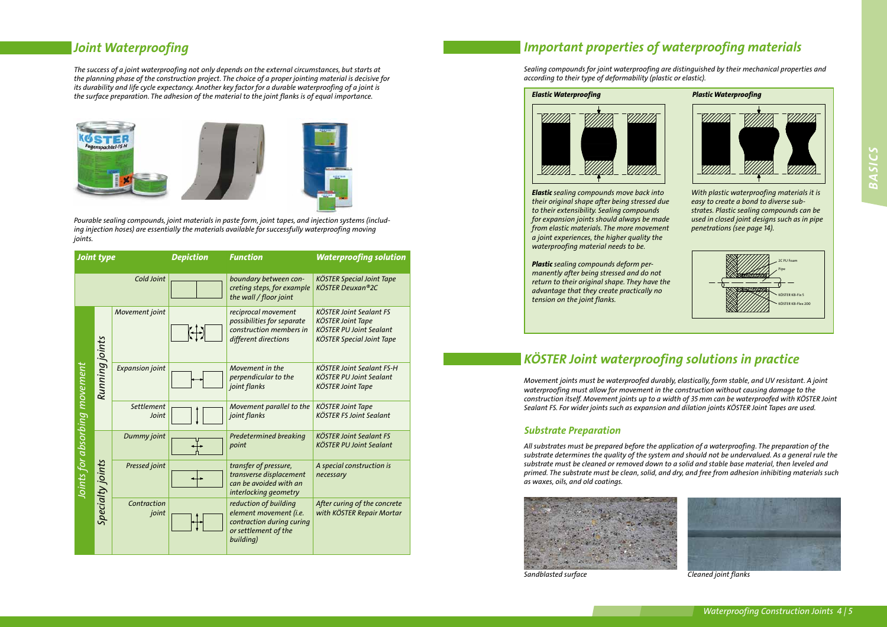## *Joint Waterproofing*

*The success of a joint waterproofing not only depends on the external circumstances, but starts at the planning phase of the construction project. The choice of a proper jointing material is decisive for its durability and life cycle expectancy. Another key factor for a durable waterproofing of a joint is the surface preparation. The adhesion of the material to the joint flanks is of equal importance.*

*Pourable sealing compounds, joint materials in paste form, joint tapes, and injection systems (including injection hoses) are essentially the materials available for successfully waterproofing moving joints.*

| Joint type | | | Depiction | Function | Waterproofing solution |
|---|---|---|---|---|---|
| | | Cold Joint | | boundary between concreting steps, for example the wall / floor joint | KÖSTER Special Joint Tape<br>KÖSTER Deuxan®2C |
| Joints for absorbing movement | Running joints | Movement joint | | reciprocal movement possibilities for separate construction members in different directions | KÖSTER Joint Sealant FS<br>KÖSTER Joint Tape<br>KÖSTER PU Joint Sealant<br>KÖSTER Special Joint Tape |
| | | Expansion joint | | Movement in the perpendicular to the joint flanks | KÖSTER Joint Sealant FS-H<br>KÖSTER PU Joint Sealant<br>KÖSTER Joint Tape |
| | | Settlement Joint | | Movement parallel to the joint flanks | KÖSTER Joint Tape<br>KÖSTER FS Joint Sealant |
| | Specialty joints | Dummy joint | | Predetermined breaking point | KÖSTER Joint Sealant FS<br>KÖSTER PU Joint Sealant |
| | | Pressed joint | | transfer of pressure, transverse displacement can be avoided with an interlocking geometry | A special construction is necessary |
| | | Contraction joint | | reduction of building element movement (i.e. contraction during curing or settlement of the building) | After curing of the concrete with KÖSTER Repair Mortar |

## *Important properties of waterproofing materials*

*Sealing compounds for joint waterproofing are distinguished by their mechanical properties and according to their type of deformability (plastic or elastic).*

***Elastic Waterproofing***

***Elastic** sealing compounds move back into their original shape after being stressed due to their extensibility. Sealing compounds for expansion joints should always be made from elastic materials. The more movement a joint experiences, the higher quality the waterproofing material needs to be.*

***Plastic** sealing compounds deform permanently after being stressed and do not return to their original shape. They have the advantage that they create practically no tension on the joint flanks.*

***Plastic Waterproofing***

*With plastic waterproofing materials it is easy to create a bond to diverse substrates. Plastic sealing compounds can be used in closed joint designs such as in pipe penetrations (see page 14).*

2C PU Foam
Pipe
KÖSTER KB-Fix 5
KÖSTER KB-Flex 200

## *KÖSTER Joint waterproofing solutions in practice*

*Movement joints must be waterproofed durably, elastically, form stable, and UV resistant. A joint waterproofing must allow for movement in the construction without causing damage to the construction itself. Movement joints up to a width of 35 mm can be waterproofed with KÖSTER Joint Sealant FS. For wider joints such as expansion and dilation joints KÖSTER Joint Tapes are used.*

### *Substrate Preparation*

*All substrates must be prepared before the application of a waterproofing. The preparation of the substrate determines the quality of the system and should not be undervalued. As a general rule the substrate must be cleaned or removed down to a solid and stable base material, then leveled and primed. The substrate must be clean, solid, and dry, and free from adhesion inhibiting materials such as waxes, oils, and old coatings.*

*Sandblasted surface*

*Cleaned joint flanks*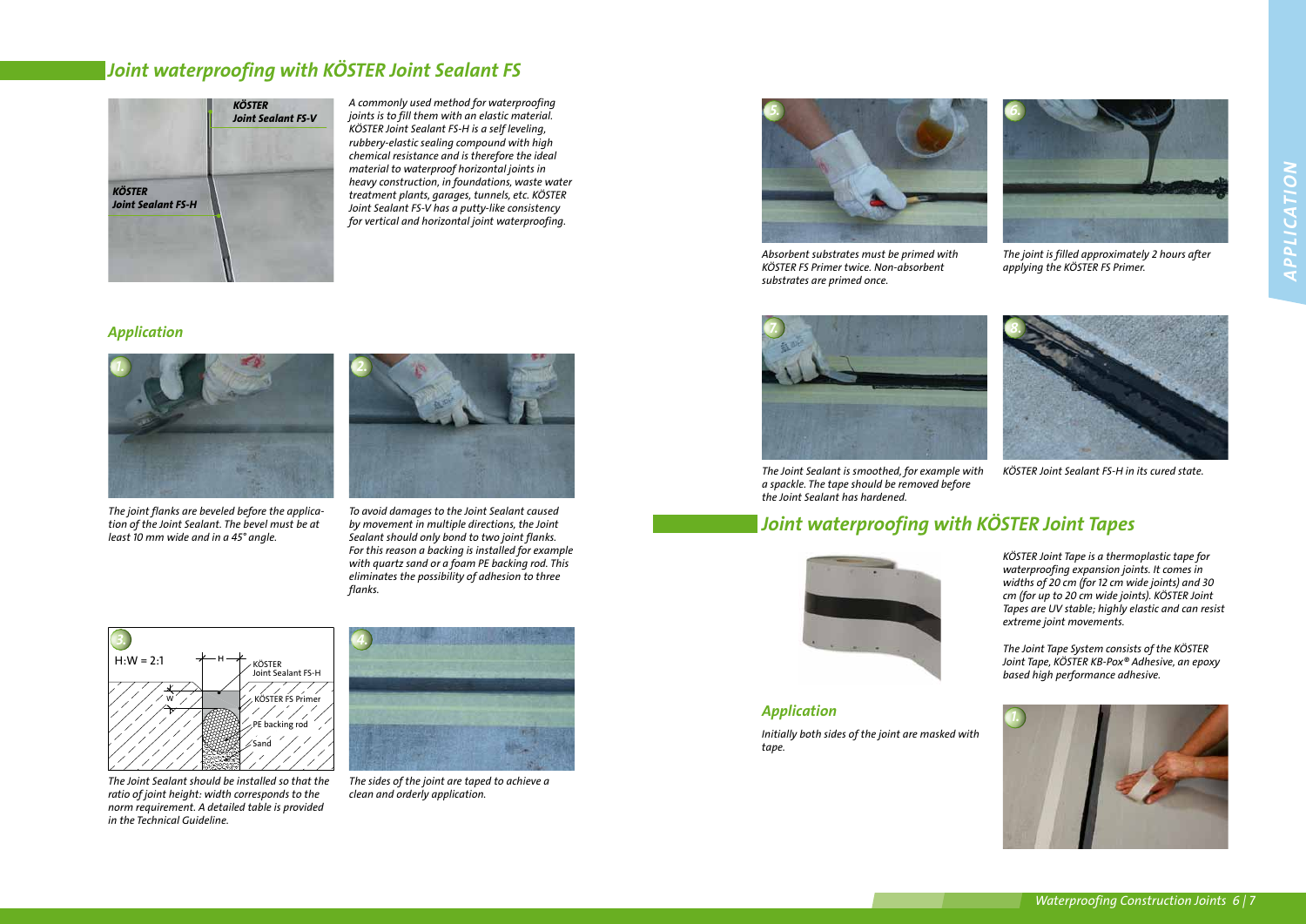## Joint waterproofing with KÖSTER Joint Sealant FS

KÖSTER Joint Sealant FS-V

KÖSTER Joint Sealant FS-H

A commonly used method for waterproofing joints is to fill them with an elastic material. KÖSTER Joint Sealant FS-H is a self leveling, rubbery-elastic sealing compound with high chemical resistance and is therefore the ideal material to waterproof horizontal joints in heavy construction, in foundations, waste water treatment plants, garages, tunnels, etc. KÖSTER Joint Sealant FS-V has a putty-like consistency for vertical and horizontal joint waterproofing.

### Application

1. The joint flanks are beveled before the application of the Joint Sealant. The bevel must be at least 10 mm wide and in a 45° angle.

2. To avoid damages to the Joint Sealant caused by movement in multiple directions, the Joint Sealant should only bond to two joint flanks. For this reason a backing is installed for example with quartz sand or a foam PE backing rod. This eliminates the possibility of adhesion to three flanks.

3. H:W = 2:1 — KÖSTER Joint Sealant FS-H, KÖSTER FS Primer, PE backing rod, Sand

The Joint Sealant should be installed so that the ratio of joint height: width corresponds to the norm requirement. A detailed table is provided in the Technical Guideline.

4. The sides of the joint are taped to achieve a clean and orderly application.

5. Absorbent substrates must be primed with KÖSTER FS Primer twice. Non-absorbent substrates are primed once.

6. The joint is filled approximately 2 hours after applying the KÖSTER FS Primer.

7. The Joint Sealant is smoothed, for example with a spackle. The tape should be removed before the Joint Sealant has hardened.

8. KÖSTER Joint Sealant FS-H in its cured state.

## Joint waterproofing with KÖSTER Joint Tapes

KÖSTER Joint Tape is a thermoplastic tape for waterproofing expansion joints. It comes in widths of 20 cm (for 12 cm wide joints) and 30 cm (for up to 20 cm wide joints). KÖSTER Joint Tapes are UV stable; highly elastic and can resist extreme joint movements.

The Joint Tape System consists of the KÖSTER Joint Tape, KÖSTER KB-Pox® Adhesive, an epoxy based high performance adhesive.

### Application

1. Initially both sides of the joint are masked with tape.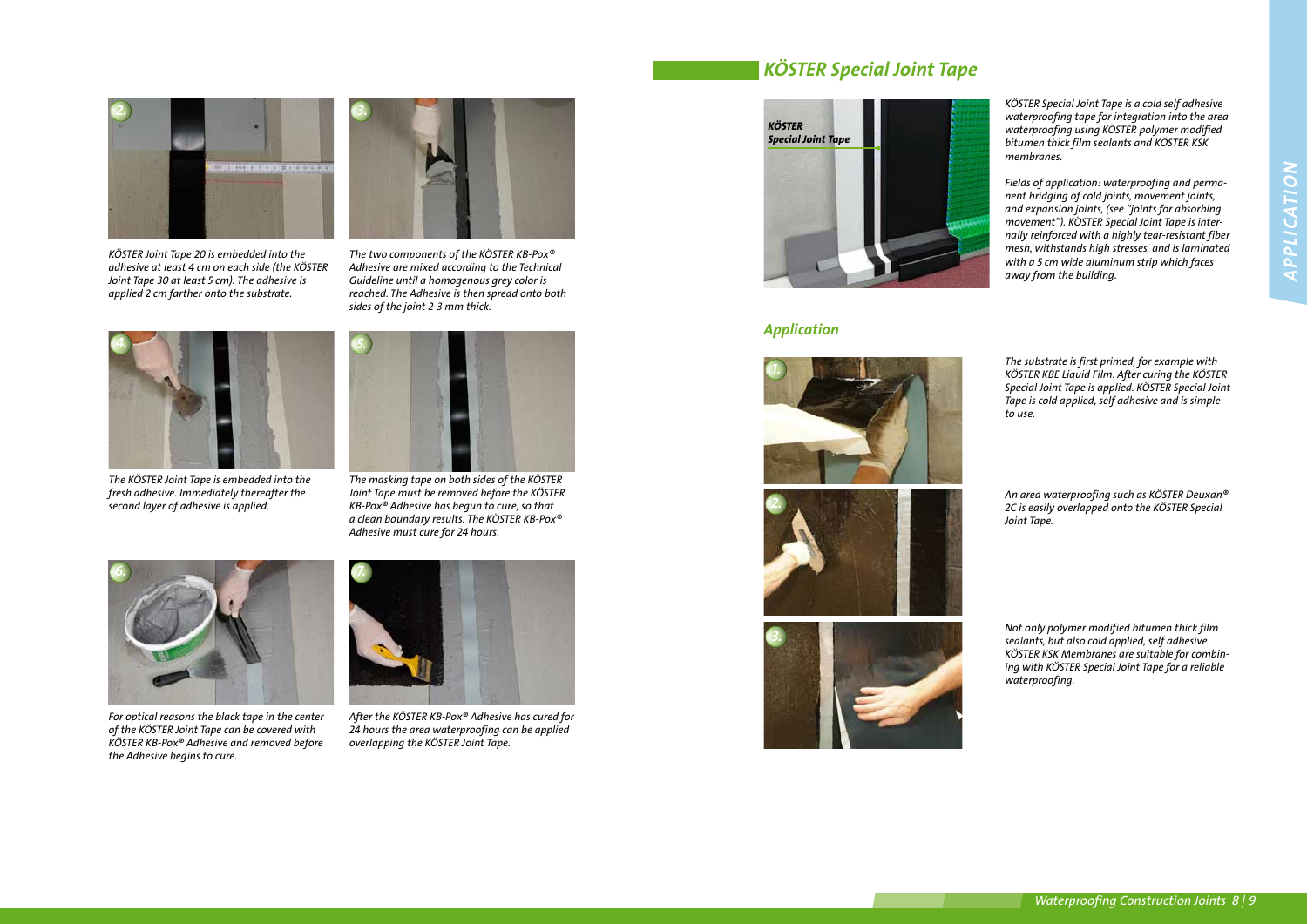KÖSTER Joint Tape 20 is embedded into the adhesive at least 4 cm on each side (the KÖSTER Joint Tape 30 at least 5 cm). The adhesive is applied 2 cm farther onto the substrate.

The two components of the KÖSTER KB-Pox® Adhesive are mixed according to the Technical Guideline until a homogenous grey color is reached. The Adhesive is then spread onto both sides of the joint 2-3 mm thick.

The KÖSTER Joint Tape is embedded into the fresh adhesive. Immediately thereafter the second layer of adhesive is applied.

The masking tape on both sides of the KÖSTER Joint Tape must be removed before the KÖSTER KB-Pox® Adhesive has begun to cure, so that a clean boundary results. The KÖSTER KB-Pox® Adhesive must cure for 24 hours.

For optical reasons the black tape in the center of the KÖSTER Joint Tape can be covered with KÖSTER KB-Pox® Adhesive and removed before the Adhesive begins to cure.

After the KÖSTER KB-Pox® Adhesive has cured for 24 hours the area waterproofing can be applied overlapping the KÖSTER Joint Tape.

## KÖSTER Special Joint Tape

KÖSTER Special Joint Tape is a cold self adhesive waterproofing tape for integration into the area waterproofing using KÖSTER polymer modified bitumen thick film sealants and KÖSTER KSK membranes.

Fields of application: waterproofing and permanent bridging of cold joints, movement joints, and expansion joints, (see "joints for absorbing movement"). KÖSTER Special Joint Tape is internally reinforced with a highly tear-resistant fiber mesh, withstands high stresses, and is laminated with a 5 cm wide aluminum strip which faces away from the building.

### Application

The substrate is first primed, for example with KÖSTER KBE Liquid Film. After curing the KÖSTER Special Joint Tape is applied. KÖSTER Special Joint Tape is cold applied, self adhesive and is simple to use.

An area waterproofing such as KÖSTER Deuxan® 2C is easily overlapped onto the KÖSTER Special Joint Tape.

Not only polymer modified bitumen thick film sealants, but also cold applied, self adhesive KÖSTER KSK Membranes are suitable for combining with KÖSTER Special Joint Tape for a reliable waterproofing.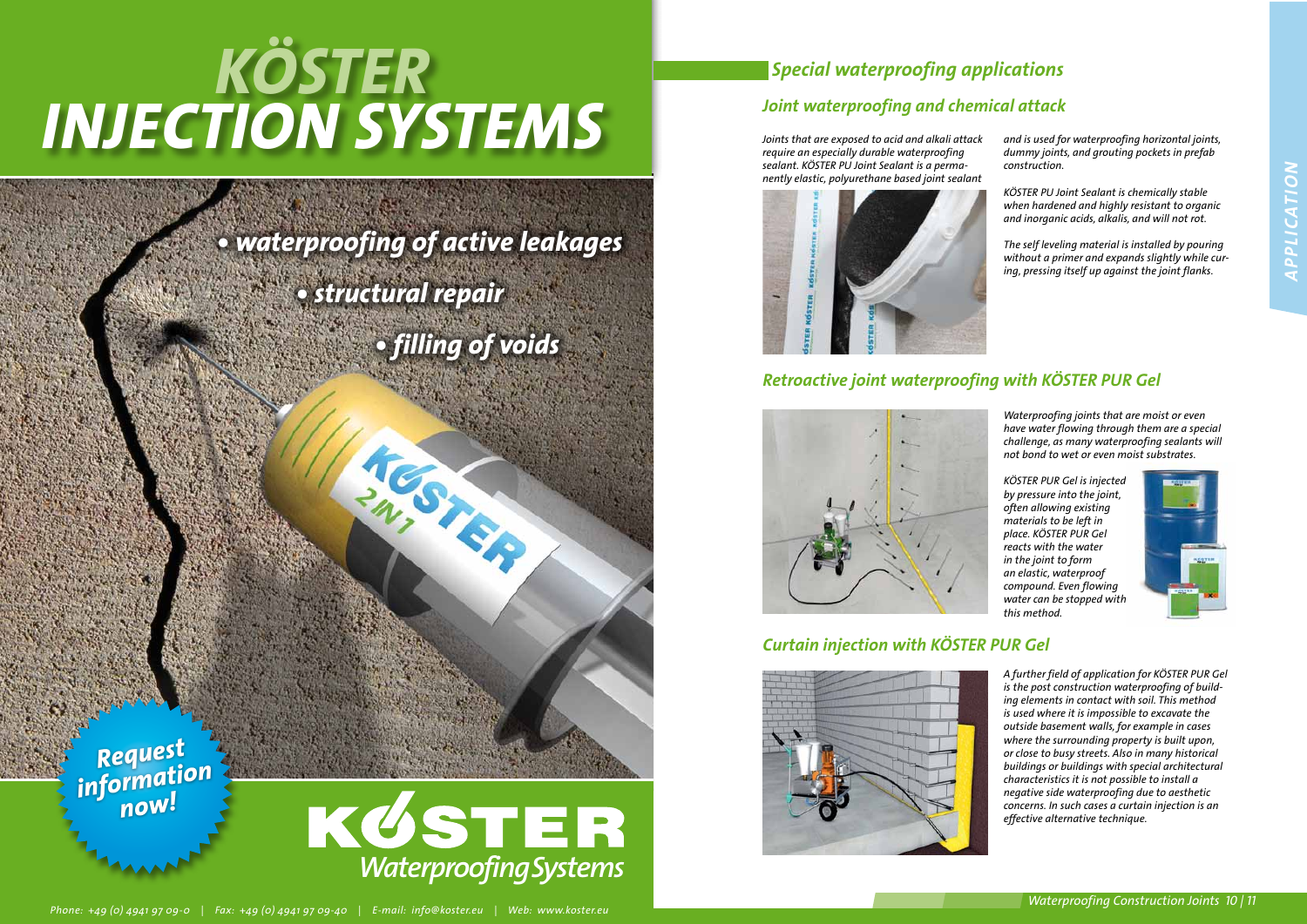# KÖSTER INJECTION SYSTEMS

*• waterproofing of active leakages*

*• structural repair*

*• filling of voids*

*Request information now!*

**KÖSTER** *Waterproofing Systems*

Phone: +49 (0) 4941 97 09-0 | Fax: +49 (0) 4941 97 09-40 | E-mail: info@koster.eu | Web: www.koster.eu

## *Special waterproofing applications*

### *Joint waterproofing and chemical attack*

*Joints that are exposed to acid and alkali attack require an especially durable waterproofing sealant. KÖSTER PU Joint Sealant is a permanently elastic, polyurethane based joint sealant and is used for waterproofing horizontal joints, dummy joints, and grouting pockets in prefab construction.*

*KÖSTER PU Joint Sealant is chemically stable when hardened and highly resistant to organic and inorganic acids, alkalis, and will not rot.*

*The self leveling material is installed by pouring without a primer and expands slightly while curing, pressing itself up against the joint flanks.*

### *Retroactive joint waterproofing with KÖSTER PUR Gel*

*Waterproofing joints that are moist or even have water flowing through them are a special challenge, as many waterproofing sealants will not bond to wet or even moist substrates.*

*KÖSTER PUR Gel is injected by pressure into the joint, often allowing existing materials to be left in place. KÖSTER PUR Gel reacts with the water in the joint to form an elastic, waterproof compound. Even flowing water can be stopped with this method.*

### *Curtain injection with KÖSTER PUR Gel*

*A further field of application for KÖSTER PUR Gel is the post construction waterproofing of building elements in contact with soil. This method is used where it is impossible to excavate the outside basement walls, for example in cases where the surrounding property is built upon, or close to busy streets. Also in many historical buildings or buildings with special architectural characteristics it is not possible to install a negative side waterproofing due to aesthetic concerns. In such cases a curtain injection is an effective alternative technique.*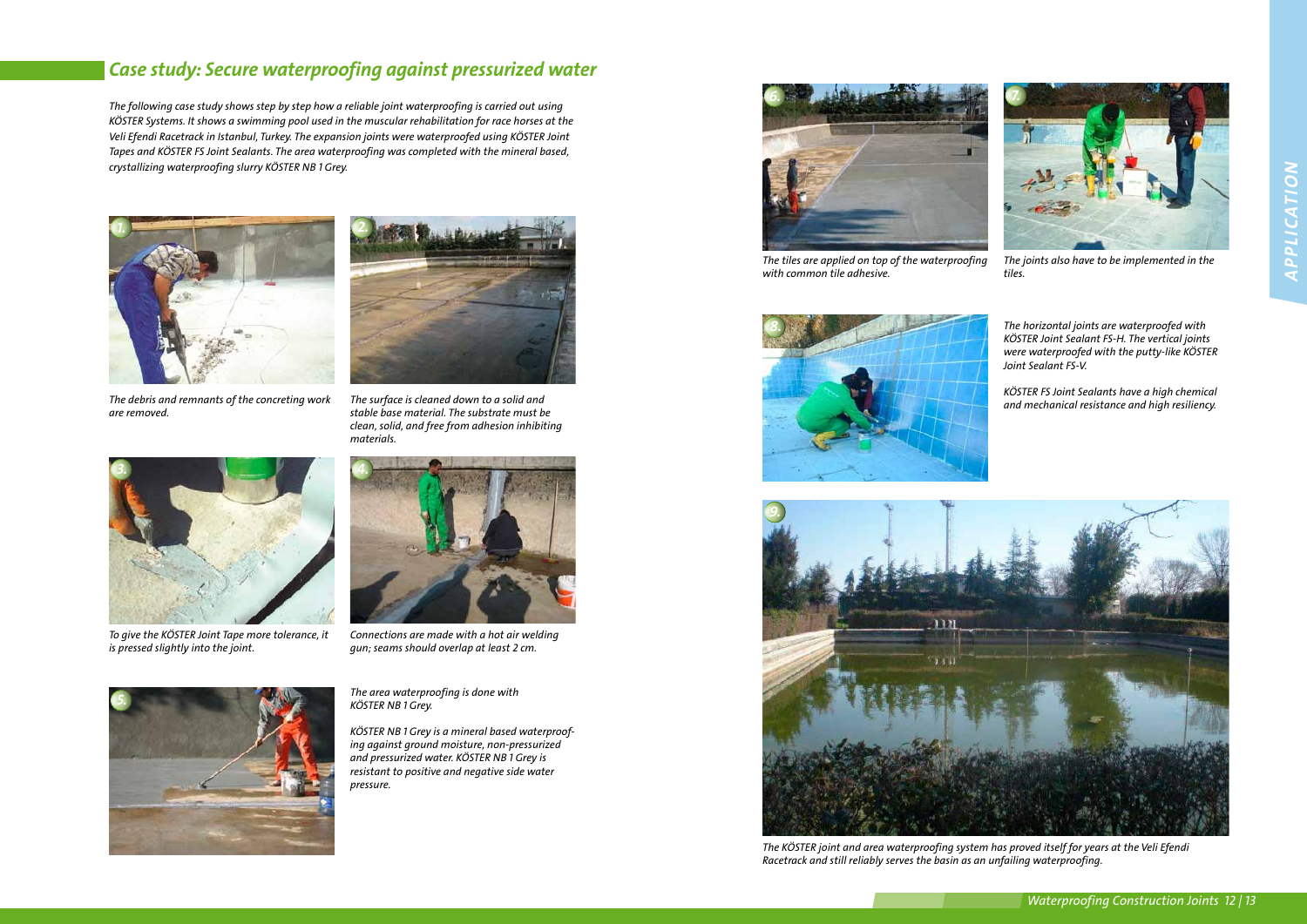## *Case study: Secure waterproofing against pressurized water*

*The following case study shows step by step how a reliable joint waterproofing is carried out using KÖSTER Systems. It shows a swimming pool used in the muscular rehabilitation for race horses at the Veli Efendi Racetrack in Istanbul, Turkey. The expansion joints were waterproofed using KÖSTER Joint Tapes and KÖSTER FS Joint Sealants. The area waterproofing was completed with the mineral based, crystallizing waterproofing slurry KÖSTER NB 1 Grey.*

1. *The debris and remnants of the concreting work are removed.*

2. *The surface is cleaned down to a solid and stable base material. The substrate must be clean, solid, and free from adhesion inhibiting materials.*

3. *To give the KÖSTER Joint Tape more tolerance, it is pressed slightly into the joint.*

4. *Connections are made with a hot air welding gun; seams should overlap at least 2 cm.*

5. *The area waterproofing is done with KÖSTER NB 1 Grey.*

   *KÖSTER NB 1 Grey is a mineral based waterproofing against ground moisture, non-pressurized and pressurized water. KÖSTER NB 1 Grey is resistant to positive and negative side water pressure.*

6. *The tiles are applied on top of the waterproofing with common tile adhesive.*

7. *The joints also have to be implemented in the tiles.*

8. *The horizontal joints are waterproofed with KÖSTER Joint Sealant FS-H. The vertical joints were waterproofed with the putty-like KÖSTER Joint Sealant FS-V.*

   *KÖSTER FS Joint Sealants have a high chemical and mechanical resistance and high resiliency.*

9. *The KÖSTER joint and area waterproofing system has proved itself for years at the Veli Efendi Racetrack and still reliably serves the basin as an unfailing waterproofing.*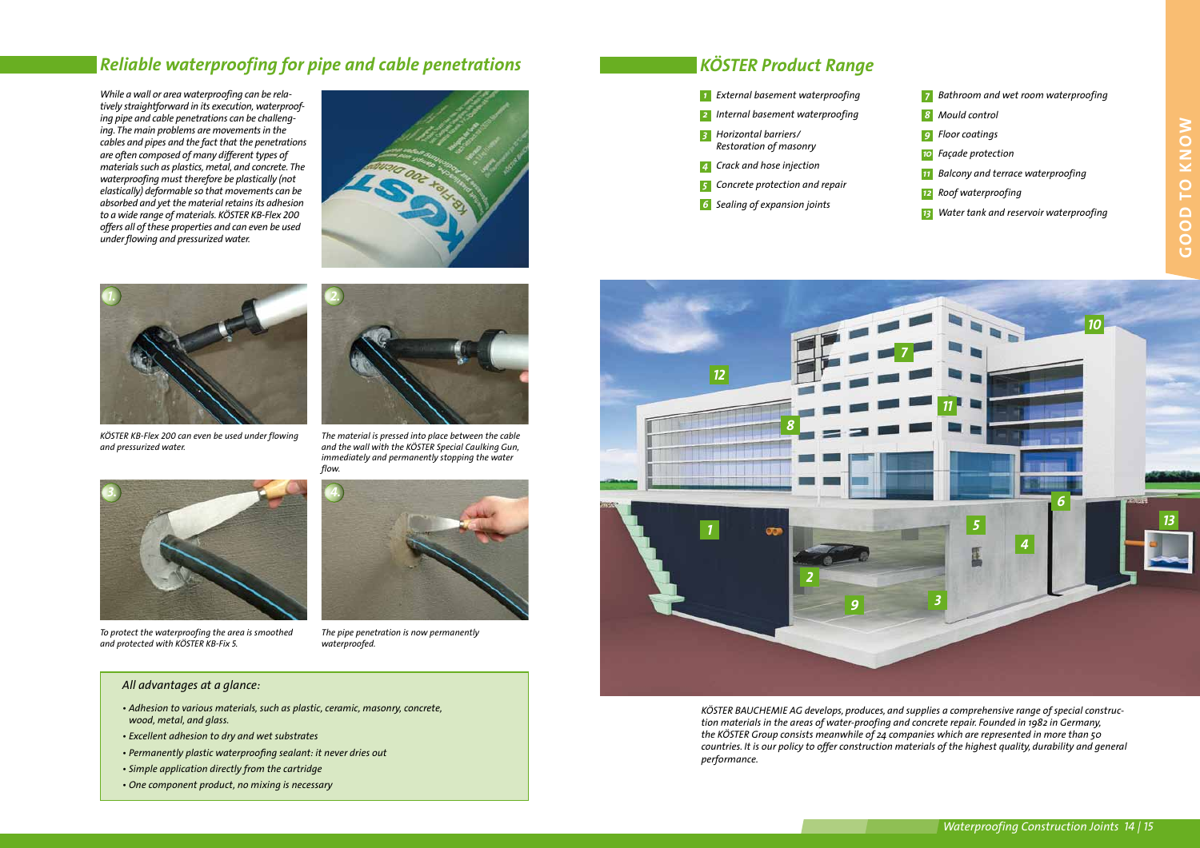## Reliable waterproofing for pipe and cable penetrations

*While a wall or area waterproofing can be relatively straightforward in its execution, waterproofing pipe and cable penetrations can be challenging. The main problems are movements in the cables and pipes and the fact that the penetrations are often composed of many different types of materials such as plastics, metal, and concrete. The waterproofing must therefore be plastically (not elastically) deformable so that movements can be absorbed and yet the material retains its adhesion to a wide range of materials. KÖSTER KB-Flex 200 offers all of these properties and can even be used under flowing and pressurized water.*

1. KÖSTER KB-Flex 200 can even be used under flowing and pressurized water.

2. The material is pressed into place between the cable and the wall with the KÖSTER Special Caulking Gun, immediately and permanently stopping the water flow.

3. To protect the waterproofing the area is smoothed and protected with KÖSTER KB-Fix 5.

4. The pipe penetration is now permanently waterproofed.

### All advantages at a glance:

- Adhesion to various materials, such as plastic, ceramic, masonry, concrete, wood, metal, and glass.
- Excellent adhesion to dry and wet substrates
- Permanently plastic waterproofing sealant: it never dries out
- Simple application directly from the cartridge
- One component product, no mixing is necessary

## KÖSTER Product Range

1. External basement waterproofing
2. Internal basement waterproofing
3. Horizontal barriers/ Restoration of masonry
4. Crack and hose injection
5. Concrete protection and repair
6. Sealing of expansion joints
7. Bathroom and wet room waterproofing
8. Mould control
9. Floor coatings
10. Façade protection
11. Balcony and terrace waterproofing
12. Roof waterproofing
13. Water tank and reservoir waterproofing

*KÖSTER BAUCHEMIE AG develops, produces, and supplies a comprehensive range of special construction materials in the areas of water-proofing and concrete repair. Founded in 1982 in Germany, the KÖSTER Group consists meanwhile of 24 companies which are represented in more than 50 countries. It is our policy to offer construction materials of the highest quality, durability and general performance.*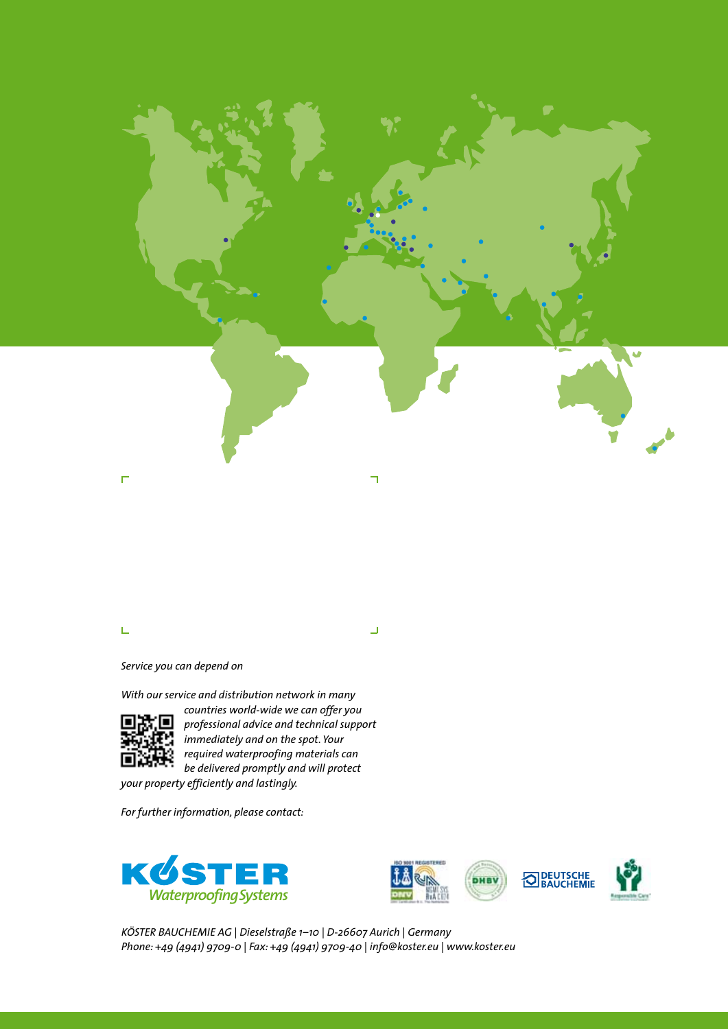*Service you can depend on*

*With our service and distribution network in many countries world-wide we can offer you professional advice and technical support immediately and on the spot. Your required waterproofing materials can be delivered promptly and will protect your property efficiently and lastingly.*

*For further information, please contact:*

*KÖSTER BAUCHEMIE AG | Dieselstraße 1–10 | D-26607 Aurich | Germany*
*Phone: +49 (4941) 9709-0 | Fax: +49 (4941) 9709-40 | info@koster.eu | www.koster.eu*